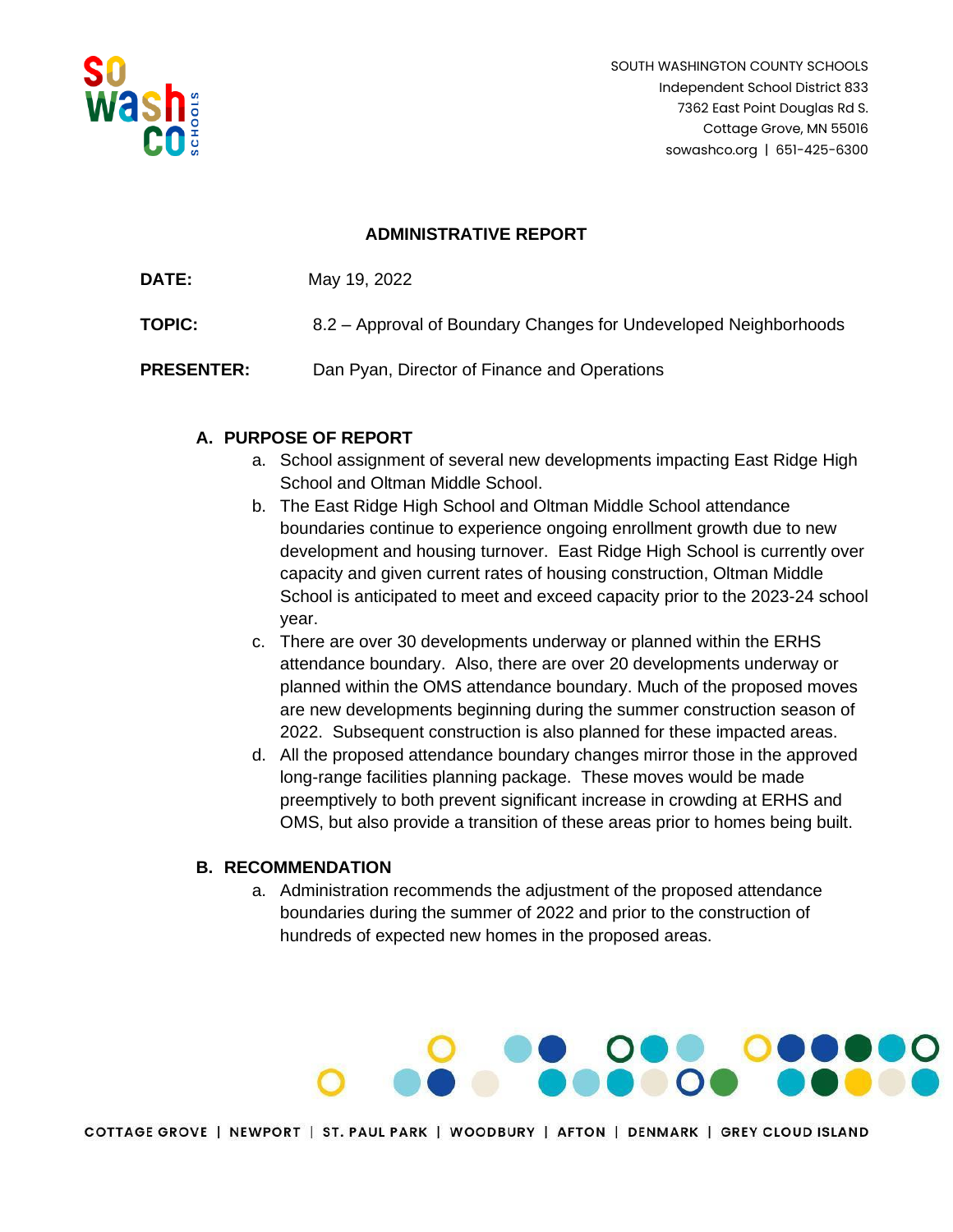SOUTH WASHINGTON COUNTY SCHOOLS
Independent School District 833
7362 East Point Douglas Rd S.
Cottage Grove, MN 55016
sowashco.org | 651-425-6300

# ADMINISTRATIVE REPORT

**DATE:** May 19, 2022

**TOPIC:** 8.2 – Approval of Boundary Changes for Undeveloped Neighborhoods

**PRESENTER:** Dan Pyan, Director of Finance and Operations

## A. PURPOSE OF REPORT

a. School assignment of several new developments impacting East Ridge High School and Oltman Middle School.

b. The East Ridge High School and Oltman Middle School attendance boundaries continue to experience ongoing enrollment growth due to new development and housing turnover. East Ridge High School is currently over capacity and given current rates of housing construction, Oltman Middle School is anticipated to meet and exceed capacity prior to the 2023-24 school year.

c. There are over 30 developments underway or planned within the ERHS attendance boundary. Also, there are over 20 developments underway or planned within the OMS attendance boundary. Much of the proposed moves are new developments beginning during the summer construction season of 2022. Subsequent construction is also planned for these impacted areas.

d. All the proposed attendance boundary changes mirror those in the approved long-range facilities planning package. These moves would be made preemptively to both prevent significant increase in crowding at ERHS and OMS, but also provide a transition of these areas prior to homes being built.

## B. RECOMMENDATION

a. Administration recommends the adjustment of the proposed attendance boundaries during the summer of 2022 and prior to the construction of hundreds of expected new homes in the proposed areas.

COTTAGE GROVE | NEWPORT | ST. PAUL PARK | WOODBURY | AFTON | DENMARK | GREY CLOUD ISLAND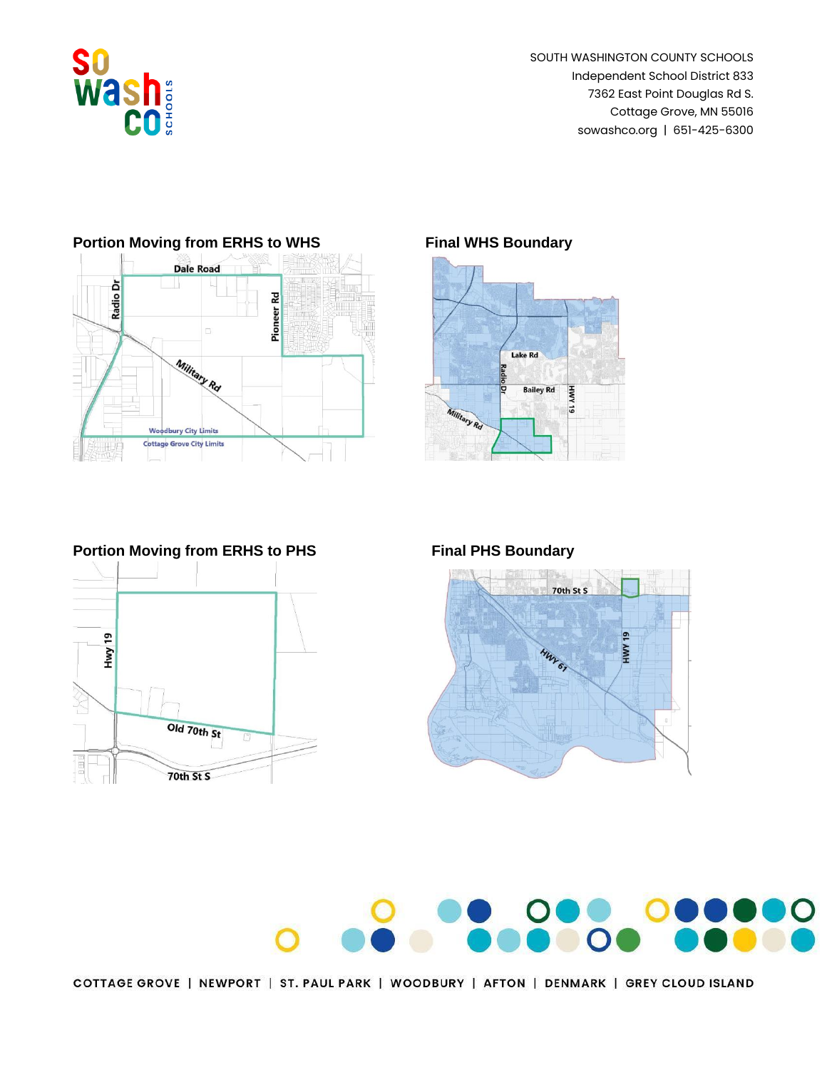SOUTH WASHINGTON COUNTY SCHOOLS
Independent School District 833
7362 East Point Douglas Rd S.
Cottage Grove, MN 55016
sowashco.org | 651-425-6300

### Portion Moving from ERHS to WHS

### Final WHS Boundary

### Portion Moving from ERHS to PHS

### Final PHS Boundary

COTTAGE GROVE | NEWPORT | ST. PAUL PARK | WOODBURY | AFTON | DENMARK | GREY CLOUD ISLAND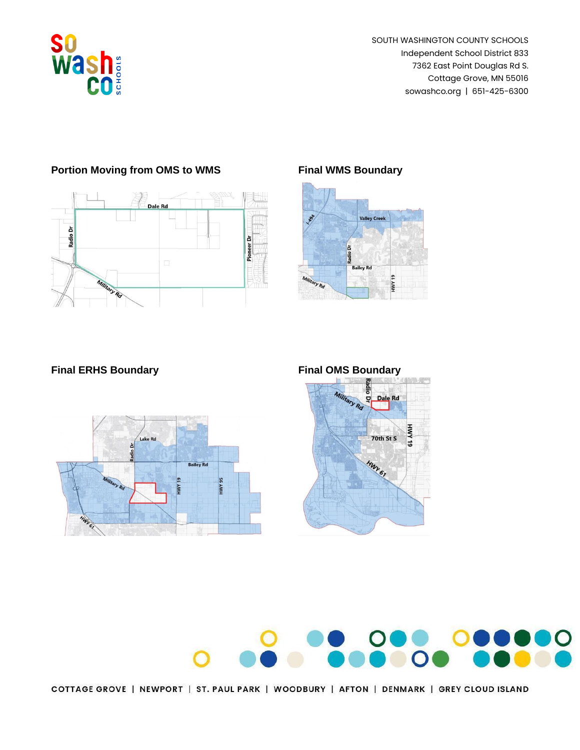SOUTH WASHINGTON COUNTY SCHOOLS
Independent School District 833
7362 East Point Douglas Rd S.
Cottage Grove, MN 55016
sowashco.org | 651-425-6300

### Portion Moving from OMS to WMS

### Final WMS Boundary

### Final ERHS Boundary

### Final OMS Boundary

COTTAGE GROVE | NEWPORT | ST. PAUL PARK | WOODBURY | AFTON | DENMARK | GREY CLOUD ISLAND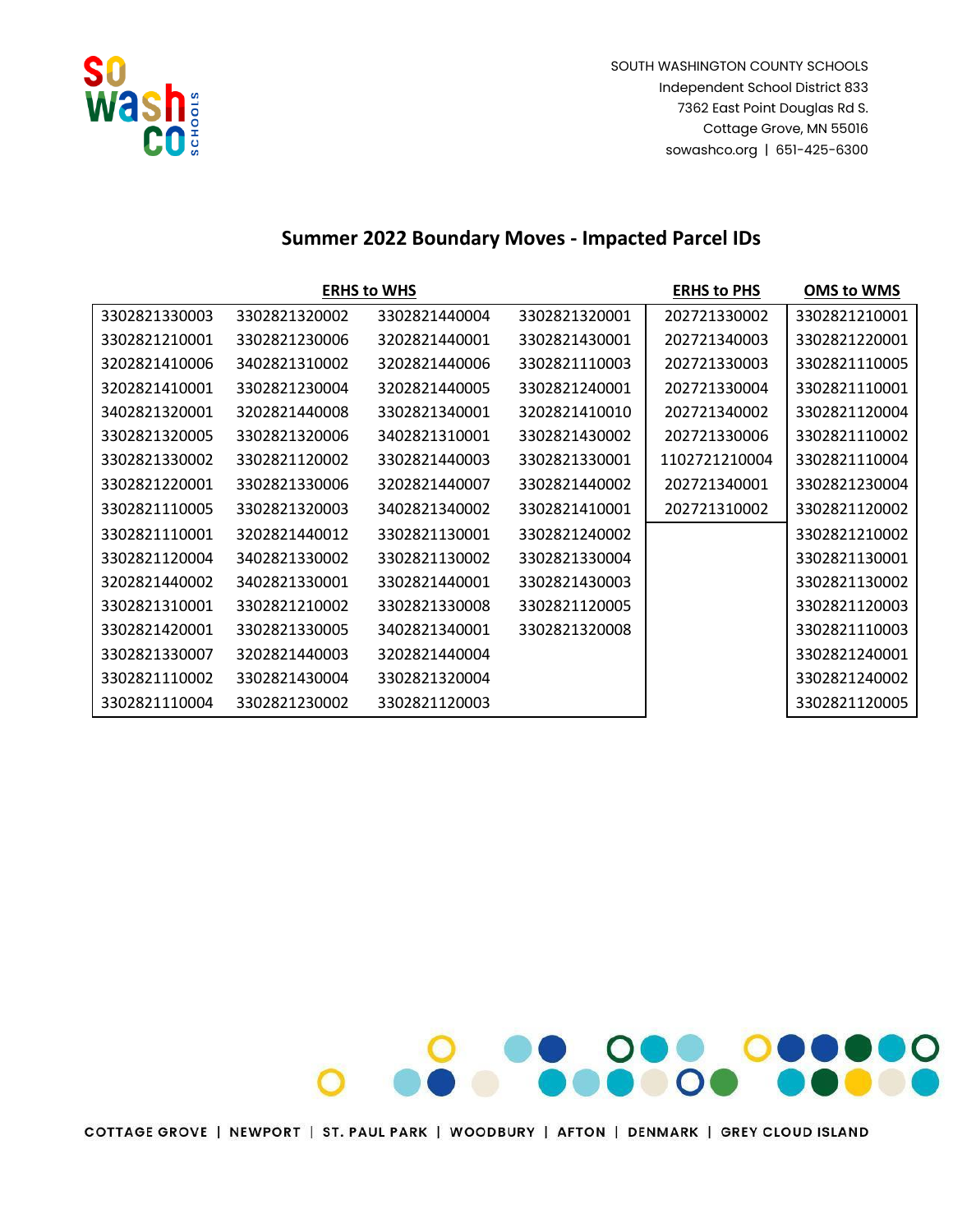SOUTH WASHINGTON COUNTY SCHOOLS
Independent School District 833
7362 East Point Douglas Rd S.
Cottage Grove, MN 55016
sowashco.org | 651-425-6300

## Summer 2022 Boundary Moves - Impacted Parcel IDs

| ERHS to WHS | | | | ERHS to PHS | OMS to WMS |
|---|---|---|---|---|---|
| 3302821330003 | 3302821320002 | 3202821440004 | 3302821320001 | 202721330002 | 3302821210001 |
| 3302821210001 | 3302821230006 | 3202821440001 | 3302821430001 | 202721340003 | 3302821220001 |
| 3202821410006 | 3402821310002 | 3202821440006 | 3302821110003 | 202721330003 | 3302821110005 |
| 3202821410001 | 3302821230004 | 3202821440005 | 3302821240001 | 202721330004 | 3302821110001 |
| 3402821320001 | 3202821440008 | 3302821340001 | 3202821410010 | 202721340002 | 3302821120004 |
| 3302821320005 | 3302821320006 | 3402821310001 | 3302821430002 | 202721330006 | 3302821110002 |
| 3302821330002 | 3302821120002 | 3302821440003 | 3302821330001 | 1102721210004 | 3302821110004 |
| 3302821220001 | 3302821330006 | 3202821440007 | 3302821440002 | 202721340001 | 3302821230004 |
| 3302821110005 | 3302821320003 | 3402821340002 | 3302821410001 | 202721310002 | 3302821120002 |
| 3302821110001 | 3202821440012 | 3302821130001 | 3302821240002 | | 3302821210002 |
| 3302821120004 | 3402821330002 | 3302821130002 | 3302821330004 | | 3302821130001 |
| 3202821440002 | 3402821330001 | 3302821440001 | 3302821430003 | | 3302821130002 |
| 3302821310001 | 3302821210002 | 3302821330008 | 3302821120005 | | 3302821120003 |
| 3302821420001 | 3302821330005 | 3402821340001 | 3302821320008 | | 3302821110003 |
| 3302821330007 | 3202821440003 | 3202821440004 | | | 3302821240001 |
| 3302821110002 | 3302821430004 | 3302821320004 | | | 3302821240002 |
| 3302821110004 | 3302821230002 | 3302821120003 | | | 3302821120005 |

COTTAGE GROVE | NEWPORT | ST. PAUL PARK | WOODBURY | AFTON | DENMARK | GREY CLOUD ISLAND